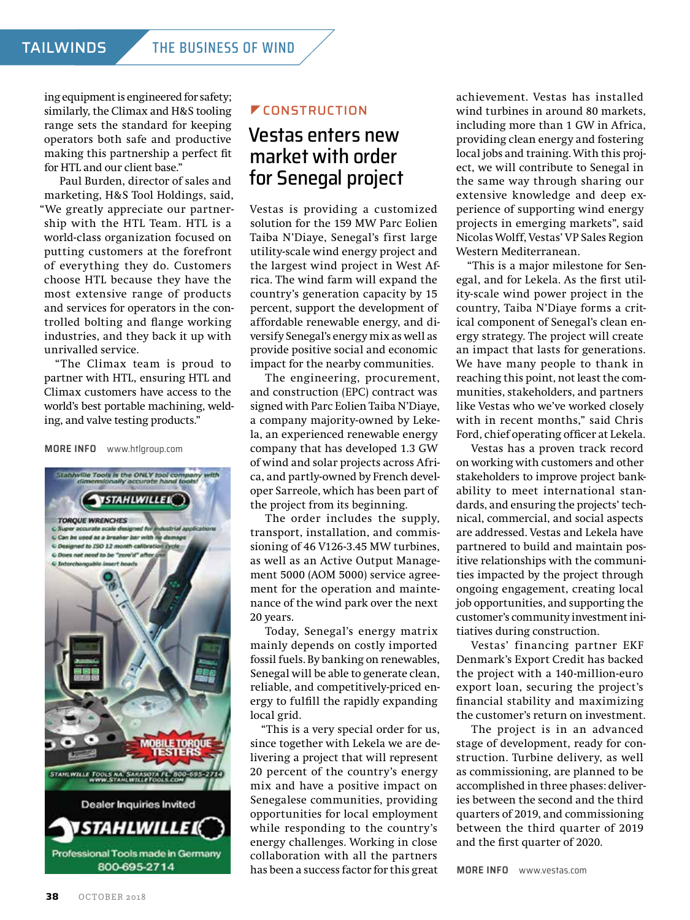ing equipment is engineered for safety; similarly, the Climax and H&S tooling range sets the standard for keeping operators both safe and productive making this partnership a perfect fit for HTL and our client base."

Paul Burden, director of sales and marketing, H&S Tool Holdings, said, "We greatly appreciate our partnership with the HTL Team. HTL is a world-class organization focused on putting customers at the forefront of everything they do. Customers choose HTL because they have the most extensive range of products and services for operators in the controlled bolting and flange working industries, and they back it up with unrivalled service.

"The Climax team is proud to partner with HTL, ensuring HTL and Climax customers have access to the world's best portable machining, welding, and valve testing products."

**MORE INFO** www.htlgroup.com

Stahlwille Tools is the ONLY tool company with dimensionally accurate hand tools!

STAHLWILLE

TORQUE WRENCHES
- Super accurate scale designed for industrial applications
- Can be used as a breaker bar with no damage
- Designed to ISO 12 month calibration cycle
- Does not need to be "zero'd" after use
- Interchangeable insert heads

MOBILE TORQUE TESTERS

STAHLWILLE TOOLS NA SARASOTA FL 800-695-2714 WWW.STAHLWILLETOOLS.COM

Dealer Inquiries Invited

STAHLWILLE

Professional Tools made in Germany
800-695-2714

CONSTRUCTION

# Vestas enters new market with order for Senegal project

Vestas is providing a customized solution for the 159 MW Parc Eolien Taiba N'Diaye, Senegal's first large utility-scale wind energy project and the largest wind project in West Africa. The wind farm will expand the country's generation capacity by 15 percent, support the development of affordable renewable energy, and diversify Senegal's energy mix as well as provide positive social and economic impact for the nearby communities.

The engineering, procurement, and construction (EPC) contract was signed with Parc Eolien Taiba N'Diaye, a company majority-owned by Lekela, an experienced renewable energy company that has developed 1.3 GW of wind and solar projects across Africa, and partly-owned by French developer Sarreole, which has been part of the project from its beginning.

The order includes the supply, transport, installation, and commissioning of 46 V126-3.45 MW turbines, as well as an Active Output Management 5000 (AOM 5000) service agreement for the operation and maintenance of the wind park over the next 20 years.

Today, Senegal's energy matrix mainly depends on costly imported fossil fuels. By banking on renewables, Senegal will be able to generate clean, reliable, and competitively-priced energy to fulfill the rapidly expanding local grid.

"This is a very special order for us, since together with Lekela we are delivering a project that will represent 20 percent of the country's energy mix and have a positive impact on Senegalese communities, providing opportunities for local employment while responding to the country's energy challenges. Working in close collaboration with all the partners has been a success factor for this great achievement. Vestas has installed wind turbines in around 80 markets, including more than 1 GW in Africa, providing clean energy and fostering local jobs and training. With this project, we will contribute to Senegal in the same way through sharing our extensive knowledge and deep experience of supporting wind energy projects in emerging markets", said Nicolas Wolff, Vestas' VP Sales Region Western Mediterranean.

"This is a major milestone for Senegal, and for Lekela. As the first utility-scale wind power project in the country, Taiba N'Diaye forms a critical component of Senegal's clean energy strategy. The project will create an impact that lasts for generations. We have many people to thank in reaching this point, not least the communities, stakeholders, and partners like Vestas who we've worked closely with in recent months," said Chris Ford, chief operating officer at Lekela.

Vestas has a proven track record on working with customers and other stakeholders to improve project bankability to meet international standards, and ensuring the projects' technical, commercial, and social aspects are addressed. Vestas and Lekela have partnered to build and maintain positive relationships with the communities impacted by the project through ongoing engagement, creating local job opportunities, and supporting the customer's community investment initiatives during construction.

Vestas' financing partner EKF Denmark's Export Credit has backed the project with a 140-million-euro export loan, securing the project's financial stability and maximizing the customer's return on investment.

The project is in an advanced stage of development, ready for construction. Turbine delivery, as well as commissioning, are planned to be accomplished in three phases: deliveries between the second and the third quarters of 2019, and commissioning between the third quarter of 2019 and the first quarter of 2020.

**MORE INFO** www.vestas.com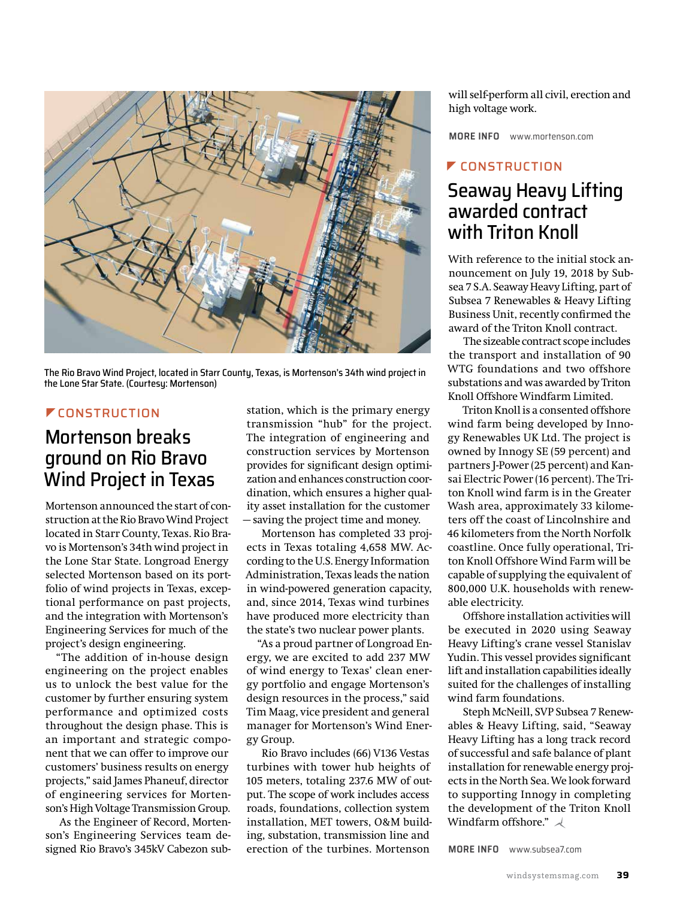The Rio Bravo Wind Project, located in Starr County, Texas, is Mortenson's 34th wind project in the Lone Star State. (Courtesy: Mortenson)

CONSTRUCTION

## Mortenson breaks ground on Rio Bravo Wind Project in Texas

Mortenson announced the start of construction at the Rio Bravo Wind Project located in Starr County, Texas. Rio Bravo is Mortenson's 34th wind project in the Lone Star State. Longroad Energy selected Mortenson based on its portfolio of wind projects in Texas, exceptional performance on past projects, and the integration with Mortenson's Engineering Services for much of the project's design engineering.

"The addition of in-house design engineering on the project enables us to unlock the best value for the customer by further ensuring system performance and optimized costs throughout the design phase. This is an important and strategic component that we can offer to improve our customers' business results on energy projects," said James Phaneuf, director of engineering services for Mortenson's High Voltage Transmission Group.

As the Engineer of Record, Mortenson's Engineering Services team designed Rio Bravo's 345kV Cabezon substation, which is the primary energy transmission "hub" for the project. The integration of engineering and construction services by Mortenson provides for significant design optimization and enhances construction coordination, which ensures a higher quality asset installation for the customer — saving the project time and money.

Mortenson has completed 33 projects in Texas totaling 4,658 MW. According to the U.S. Energy Information Administration, Texas leads the nation in wind-powered generation capacity, and, since 2014, Texas wind turbines have produced more electricity than the state's two nuclear power plants.

"As a proud partner of Longroad Energy, we are excited to add 237 MW of wind energy to Texas' clean energy portfolio and engage Mortenson's design resources in the process," said Tim Maag, vice president and general manager for Mortenson's Wind Energy Group.

Rio Bravo includes (66) V136 Vestas turbines with tower hub heights of 105 meters, totaling 237.6 MW of output. The scope of work includes access roads, foundations, collection system installation, MET towers, O&M building, substation, transmission line and erection of the turbines. Mortenson will self-perform all civil, erection and high voltage work.

**MORE INFO** www.mortenson.com

CONSTRUCTION

## Seaway Heavy Lifting awarded contract with Triton Knoll

With reference to the initial stock announcement on July 19, 2018 by Subsea 7 S.A. Seaway Heavy Lifting, part of Subsea 7 Renewables & Heavy Lifting Business Unit, recently confirmed the award of the Triton Knoll contract.

The sizeable contract scope includes the transport and installation of 90 WTG foundations and two offshore substations and was awarded by Triton Knoll Offshore Windfarm Limited.

Triton Knoll is a consented offshore wind farm being developed by Innogy Renewables UK Ltd. The project is owned by Innogy SE (59 percent) and partners J-Power (25 percent) and Kansai Electric Power (16 percent). The Triton Knoll wind farm is in the Greater Wash area, approximately 33 kilometers off the coast of Lincolnshire and 46 kilometers from the North Norfolk coastline. Once fully operational, Triton Knoll Offshore Wind Farm will be capable of supplying the equivalent of 800,000 U.K. households with renewable electricity.

Offshore installation activities will be executed in 2020 using Seaway Heavy Lifting's crane vessel Stanislav Yudin. This vessel provides significant lift and installation capabilities ideally suited for the challenges of installing wind farm foundations.

Steph McNeill, SVP Subsea 7 Renewables & Heavy Lifting, said, "Seaway Heavy Lifting has a long track record of successful and safe balance of plant installation for renewable energy projects in the North Sea. We look forward to supporting Innogy in completing the development of the Triton Knoll Windfarm offshore."

**MORE INFO** www.subsea7.com